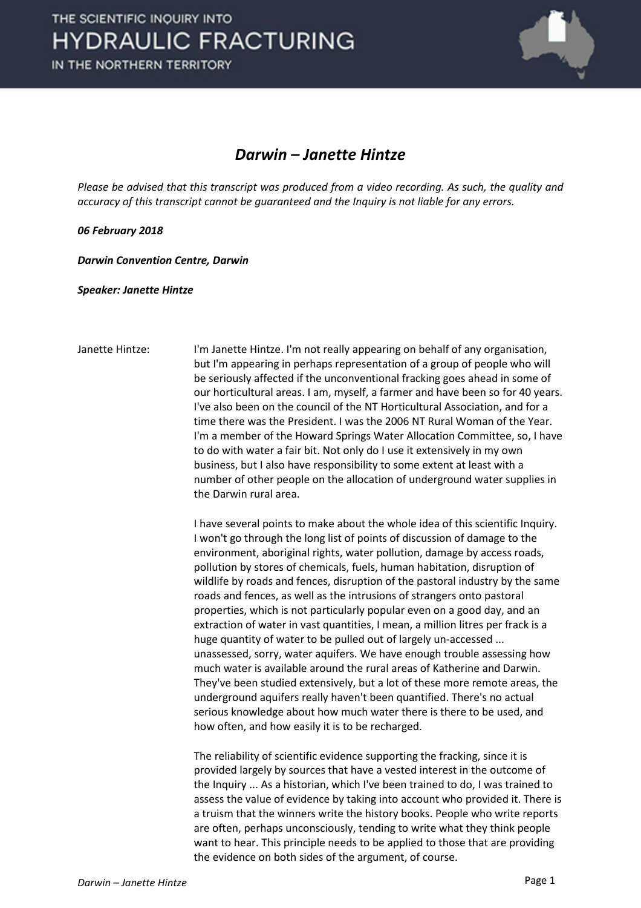# Darwin – Janette Hintze

*Please be advised that this transcript was produced from a video recording. As such, the quality and accuracy of this transcript cannot be guaranteed and the Inquiry is not liable for any errors.*

***06 February 2018***

***Darwin Convention Centre, Darwin***

***Speaker: Janette Hintze***

Janette Hintze: I'm Janette Hintze. I'm not really appearing on behalf of any organisation, but I'm appearing in perhaps representation of a group of people who will be seriously affected if the unconventional fracking goes ahead in some of our horticultural areas. I am, myself, a farmer and have been so for 40 years. I've also been on the council of the NT Horticultural Association, and for a time there was the President. I was the 2006 NT Rural Woman of the Year. I'm a member of the Howard Springs Water Allocation Committee, so, I have to do with water a fair bit. Not only do I use it extensively in my own business, but I also have responsibility to some extent at least with a number of other people on the allocation of underground water supplies in the Darwin rural area.

I have several points to make about the whole idea of this scientific Inquiry. I won't go through the long list of points of discussion of damage to the environment, aboriginal rights, water pollution, damage by access roads, pollution by stores of chemicals, fuels, human habitation, disruption of wildlife by roads and fences, disruption of the pastoral industry by the same roads and fences, as well as the intrusions of strangers onto pastoral properties, which is not particularly popular even on a good day, and an extraction of water in vast quantities, I mean, a million litres per frack is a huge quantity of water to be pulled out of largely un-accessed ... unassessed, sorry, water aquifers. We have enough trouble assessing how much water is available around the rural areas of Katherine and Darwin. They've been studied extensively, but a lot of these more remote areas, the underground aquifers really haven't been quantified. There's no actual serious knowledge about how much water there is there to be used, and how often, and how easily it is to be recharged.

The reliability of scientific evidence supporting the fracking, since it is provided largely by sources that have a vested interest in the outcome of the Inquiry ... As a historian, which I've been trained to do, I was trained to assess the value of evidence by taking into account who provided it. There is a truism that the winners write the history books. People who write reports are often, perhaps unconsciously, tending to write what they think people want to hear. This principle needs to be applied to those that are providing the evidence on both sides of the argument, of course.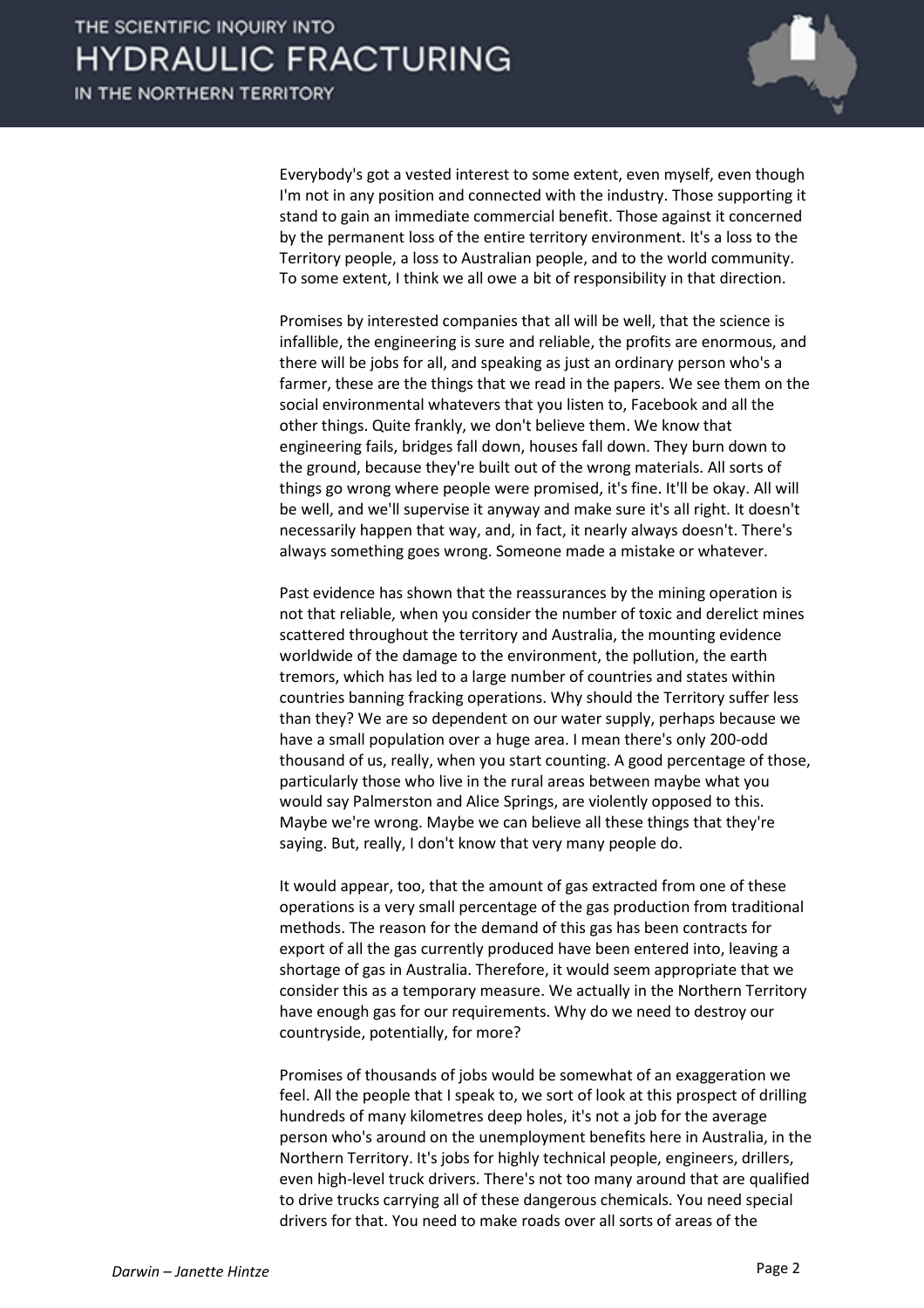Everybody's got a vested interest to some extent, even myself, even though I'm not in any position and connected with the industry. Those supporting it stand to gain an immediate commercial benefit. Those against it concerned by the permanent loss of the entire territory environment. It's a loss to the Territory people, a loss to Australian people, and to the world community. To some extent, I think we all owe a bit of responsibility in that direction.

Promises by interested companies that all will be well, that the science is infallible, the engineering is sure and reliable, the profits are enormous, and there will be jobs for all, and speaking as just an ordinary person who's a farmer, these are the things that we read in the papers. We see them on the social environmental whatevers that you listen to, Facebook and all the other things. Quite frankly, we don't believe them. We know that engineering fails, bridges fall down, houses fall down. They burn down to the ground, because they're built out of the wrong materials. All sorts of things go wrong where people were promised, it's fine. It'll be okay. All will be well, and we'll supervise it anyway and make sure it's all right. It doesn't necessarily happen that way, and, in fact, it nearly always doesn't. There's always something goes wrong. Someone made a mistake or whatever.

Past evidence has shown that the reassurances by the mining operation is not that reliable, when you consider the number of toxic and derelict mines scattered throughout the territory and Australia, the mounting evidence worldwide of the damage to the environment, the pollution, the earth tremors, which has led to a large number of countries and states within countries banning fracking operations. Why should the Territory suffer less than they? We are so dependent on our water supply, perhaps because we have a small population over a huge area. I mean there's only 200-odd thousand of us, really, when you start counting. A good percentage of those, particularly those who live in the rural areas between maybe what you would say Palmerston and Alice Springs, are violently opposed to this. Maybe we're wrong. Maybe we can believe all these things that they're saying. But, really, I don't know that very many people do.

It would appear, too, that the amount of gas extracted from one of these operations is a very small percentage of the gas production from traditional methods. The reason for the demand of this gas has been contracts for export of all the gas currently produced have been entered into, leaving a shortage of gas in Australia. Therefore, it would seem appropriate that we consider this as a temporary measure. We actually in the Northern Territory have enough gas for our requirements. Why do we need to destroy our countryside, potentially, for more?

Promises of thousands of jobs would be somewhat of an exaggeration we feel. All the people that I speak to, we sort of look at this prospect of drilling hundreds of many kilometres deep holes, it's not a job for the average person who's around on the unemployment benefits here in Australia, in the Northern Territory. It's jobs for highly technical people, engineers, drillers, even high-level truck drivers. There's not too many around that are qualified to drive trucks carrying all of these dangerous chemicals. You need special drivers for that. You need to make roads over all sorts of areas of the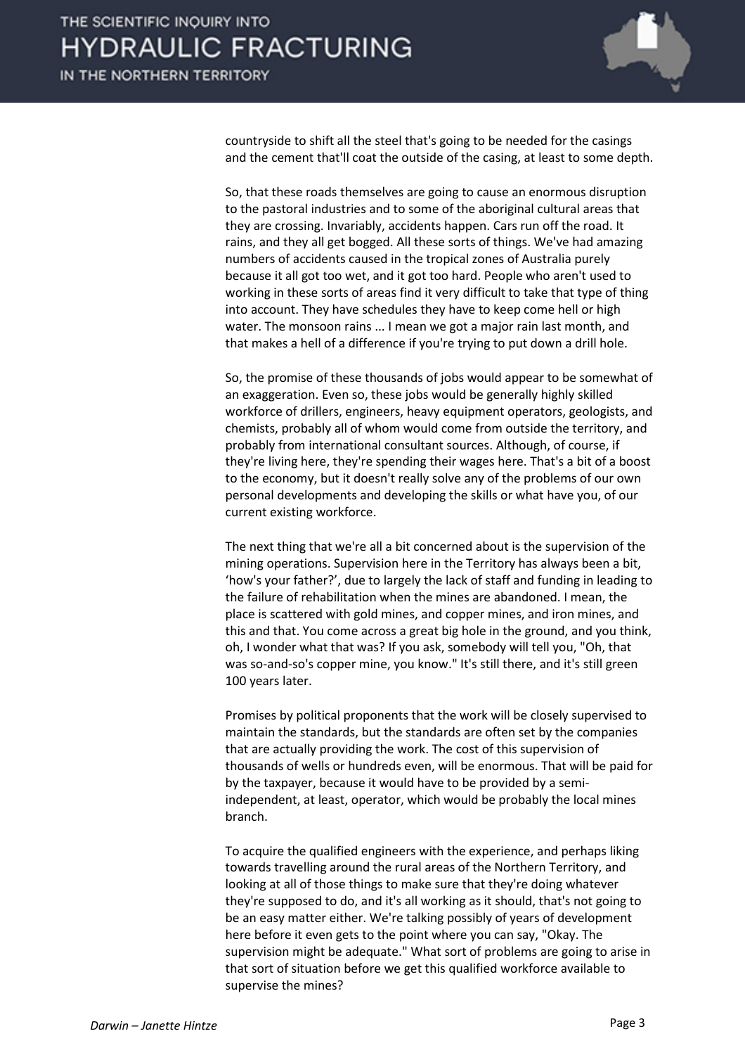countryside to shift all the steel that's going to be needed for the casings and the cement that'll coat the outside of the casing, at least to some depth.

So, that these roads themselves are going to cause an enormous disruption to the pastoral industries and to some of the aboriginal cultural areas that they are crossing. Invariably, accidents happen. Cars run off the road. It rains, and they all get bogged. All these sorts of things. We've had amazing numbers of accidents caused in the tropical zones of Australia purely because it all got too wet, and it got too hard. People who aren't used to working in these sorts of areas find it very difficult to take that type of thing into account. They have schedules they have to keep come hell or high water. The monsoon rains ... I mean we got a major rain last month, and that makes a hell of a difference if you're trying to put down a drill hole.

So, the promise of these thousands of jobs would appear to be somewhat of an exaggeration. Even so, these jobs would be generally highly skilled workforce of drillers, engineers, heavy equipment operators, geologists, and chemists, probably all of whom would come from outside the territory, and probably from international consultant sources. Although, of course, if they're living here, they're spending their wages here. That's a bit of a boost to the economy, but it doesn't really solve any of the problems of our own personal developments and developing the skills or what have you, of our current existing workforce.

The next thing that we're all a bit concerned about is the supervision of the mining operations. Supervision here in the Territory has always been a bit, 'how's your father?', due to largely the lack of staff and funding in leading to the failure of rehabilitation when the mines are abandoned. I mean, the place is scattered with gold mines, and copper mines, and iron mines, and this and that. You come across a great big hole in the ground, and you think, oh, I wonder what that was? If you ask, somebody will tell you, "Oh, that was so-and-so's copper mine, you know." It's still there, and it's still green 100 years later.

Promises by political proponents that the work will be closely supervised to maintain the standards, but the standards are often set by the companies that are actually providing the work. The cost of this supervision of thousands of wells or hundreds even, will be enormous. That will be paid for by the taxpayer, because it would have to be provided by a semi-independent, at least, operator, which would be probably the local mines branch.

To acquire the qualified engineers with the experience, and perhaps liking towards travelling around the rural areas of the Northern Territory, and looking at all of those things to make sure that they're doing whatever they're supposed to do, and it's all working as it should, that's not going to be an easy matter either. We're talking possibly of years of development here before it even gets to the point where you can say, "Okay. The supervision might be adequate." What sort of problems are going to arise in that sort of situation before we get this qualified workforce available to supervise the mines?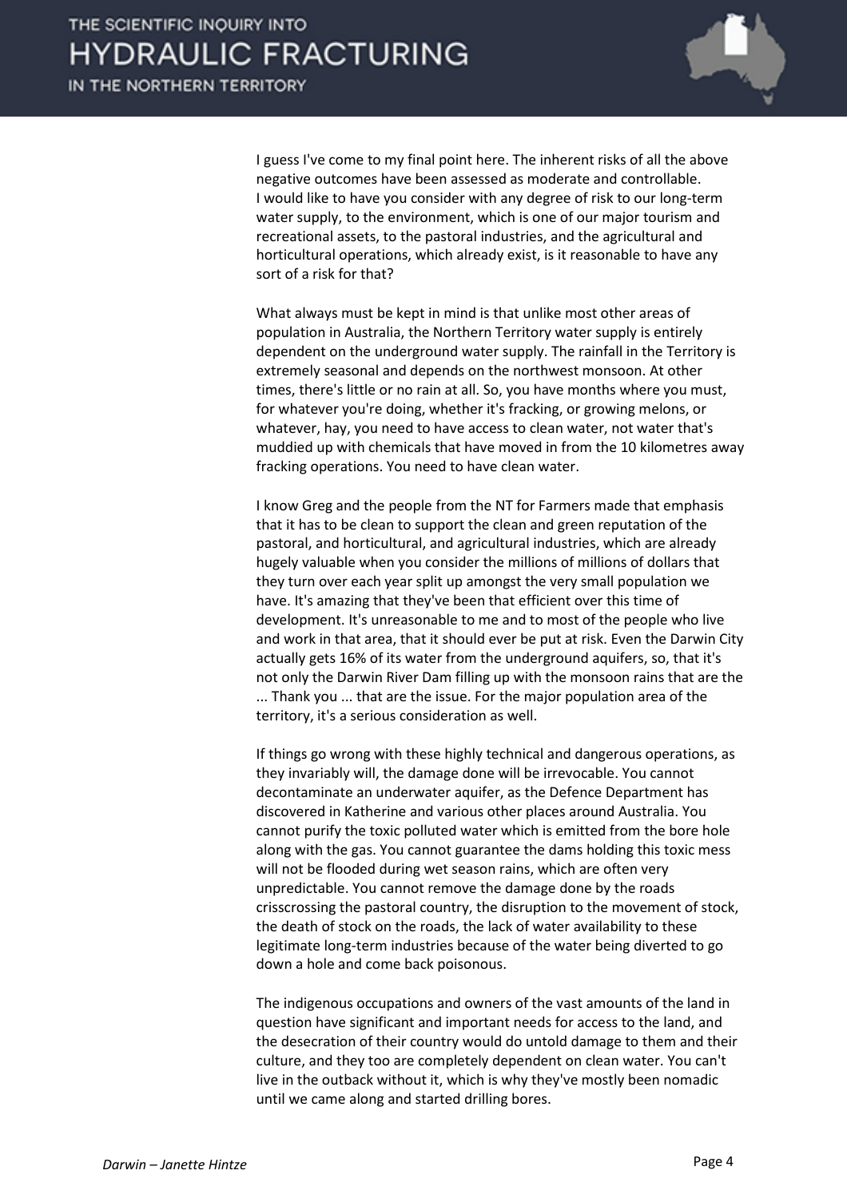I guess I've come to my final point here. The inherent risks of all the above negative outcomes have been assessed as moderate and controllable. I would like to have you consider with any degree of risk to our long-term water supply, to the environment, which is one of our major tourism and recreational assets, to the pastoral industries, and the agricultural and horticultural operations, which already exist, is it reasonable to have any sort of a risk for that?

What always must be kept in mind is that unlike most other areas of population in Australia, the Northern Territory water supply is entirely dependent on the underground water supply. The rainfall in the Territory is extremely seasonal and depends on the northwest monsoon. At other times, there's little or no rain at all. So, you have months where you must, for whatever you're doing, whether it's fracking, or growing melons, or whatever, hay, you need to have access to clean water, not water that's muddied up with chemicals that have moved in from the 10 kilometres away fracking operations. You need to have clean water.

I know Greg and the people from the NT for Farmers made that emphasis that it has to be clean to support the clean and green reputation of the pastoral, and horticultural, and agricultural industries, which are already hugely valuable when you consider the millions of millions of dollars that they turn over each year split up amongst the very small population we have. It's amazing that they've been that efficient over this time of development. It's unreasonable to me and to most of the people who live and work in that area, that it should ever be put at risk. Even the Darwin City actually gets 16% of its water from the underground aquifers, so, that it's not only the Darwin River Dam filling up with the monsoon rains that are the ... Thank you ... that are the issue. For the major population area of the territory, it's a serious consideration as well.

If things go wrong with these highly technical and dangerous operations, as they invariably will, the damage done will be irrevocable. You cannot decontaminate an underwater aquifer, as the Defence Department has discovered in Katherine and various other places around Australia. You cannot purify the toxic polluted water which is emitted from the bore hole along with the gas. You cannot guarantee the dams holding this toxic mess will not be flooded during wet season rains, which are often very unpredictable. You cannot remove the damage done by the roads crisscrossing the pastoral country, the disruption to the movement of stock, the death of stock on the roads, the lack of water availability to these legitimate long-term industries because of the water being diverted to go down a hole and come back poisonous.

The indigenous occupations and owners of the vast amounts of the land in question have significant and important needs for access to the land, and the desecration of their country would do untold damage to them and their culture, and they too are completely dependent on clean water. You can't live in the outback without it, which is why they've mostly been nomadic until we came along and started drilling bores.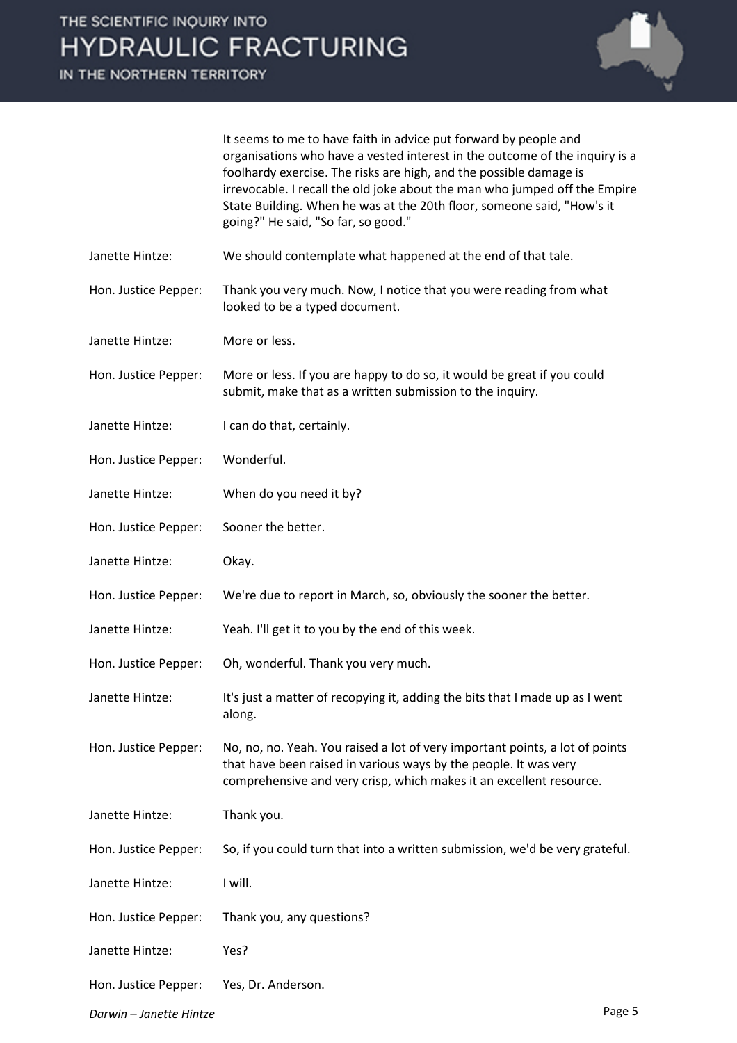It seems to me to have faith in advice put forward by people and organisations who have a vested interest in the outcome of the inquiry is a foolhardy exercise. The risks are high, and the possible damage is irrevocable. I recall the old joke about the man who jumped off the Empire State Building. When he was at the 20th floor, someone said, "How's it going?" He said, "So far, so good."

Janette Hintze: We should contemplate what happened at the end of that tale.

Hon. Justice Pepper: Thank you very much. Now, I notice that you were reading from what looked to be a typed document.

Janette Hintze: More or less.

Hon. Justice Pepper: More or less. If you are happy to do so, it would be great if you could submit, make that as a written submission to the inquiry.

Janette Hintze: I can do that, certainly.

Hon. Justice Pepper: Wonderful.

Janette Hintze: When do you need it by?

Hon. Justice Pepper: Sooner the better.

Janette Hintze: Okay.

Hon. Justice Pepper: We're due to report in March, so, obviously the sooner the better.

Janette Hintze: Yeah. I'll get it to you by the end of this week.

Hon. Justice Pepper: Oh, wonderful. Thank you very much.

Janette Hintze: It's just a matter of recopying it, adding the bits that I made up as I went along.

Hon. Justice Pepper: No, no, no. Yeah. You raised a lot of very important points, a lot of points that have been raised in various ways by the people. It was very comprehensive and very crisp, which makes it an excellent resource.

Janette Hintze: Thank you.

Hon. Justice Pepper: So, if you could turn that into a written submission, we'd be very grateful.

Janette Hintze: I will.

Hon. Justice Pepper: Thank you, any questions?

Janette Hintze: Yes?

Hon. Justice Pepper: Yes, Dr. Anderson.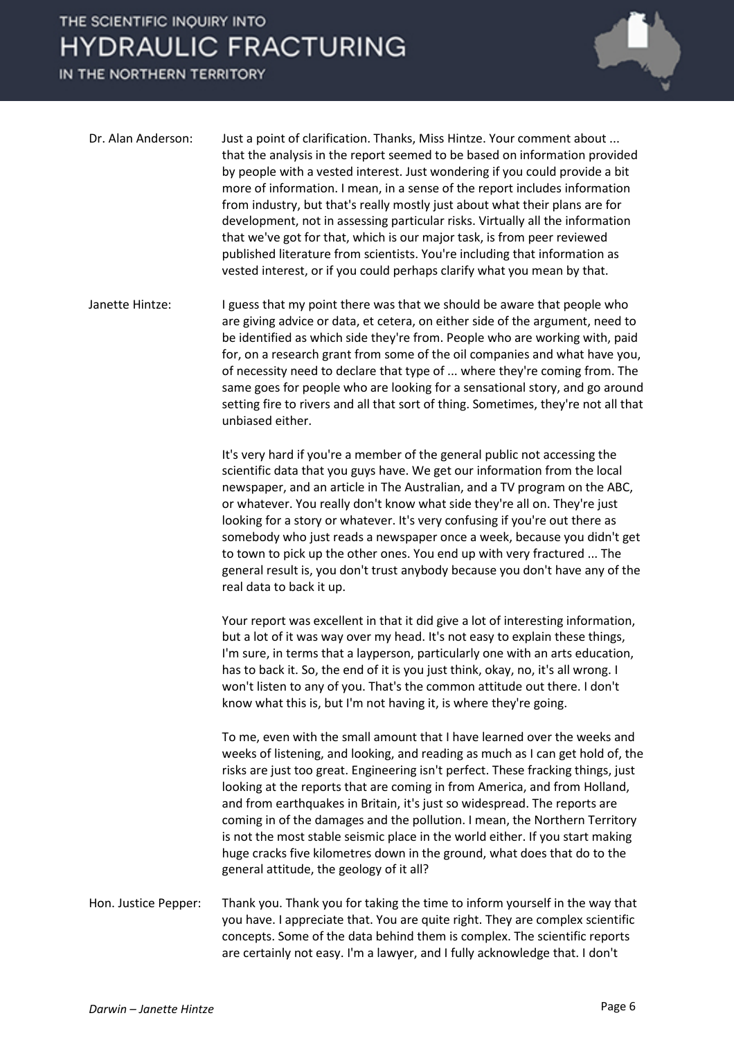Dr. Alan Anderson: Just a point of clarification. Thanks, Miss Hintze. Your comment about ... that the analysis in the report seemed to be based on information provided by people with a vested interest. Just wondering if you could provide a bit more of information. I mean, in a sense of the report includes information from industry, but that's really mostly just about what their plans are for development, not in assessing particular risks. Virtually all the information that we've got for that, which is our major task, is from peer reviewed published literature from scientists. You're including that information as vested interest, or if you could perhaps clarify what you mean by that.

Janette Hintze: I guess that my point there was that we should be aware that people who are giving advice or data, et cetera, on either side of the argument, need to be identified as which side they're from. People who are working with, paid for, on a research grant from some of the oil companies and what have you, of necessity need to declare that type of ... where they're coming from. The same goes for people who are looking for a sensational story, and go around setting fire to rivers and all that sort of thing. Sometimes, they're not all that unbiased either.

It's very hard if you're a member of the general public not accessing the scientific data that you guys have. We get our information from the local newspaper, and an article in The Australian, and a TV program on the ABC, or whatever. You really don't know what side they're all on. They're just looking for a story or whatever. It's very confusing if you're out there as somebody who just reads a newspaper once a week, because you didn't get to town to pick up the other ones. You end up with very fractured ... The general result is, you don't trust anybody because you don't have any of the real data to back it up.

Your report was excellent in that it did give a lot of interesting information, but a lot of it was way over my head. It's not easy to explain these things, I'm sure, in terms that a layperson, particularly one with an arts education, has to back it. So, the end of it is you just think, okay, no, it's all wrong. I won't listen to any of you. That's the common attitude out there. I don't know what this is, but I'm not having it, is where they're going.

To me, even with the small amount that I have learned over the weeks and weeks of listening, and looking, and reading as much as I can get hold of, the risks are just too great. Engineering isn't perfect. These fracking things, just looking at the reports that are coming in from America, and from Holland, and from earthquakes in Britain, it's just so widespread. The reports are coming in of the damages and the pollution. I mean, the Northern Territory is not the most stable seismic place in the world either. If you start making huge cracks five kilometres down in the ground, what does that do to the general attitude, the geology of it all?

Hon. Justice Pepper: Thank you. Thank you for taking the time to inform yourself in the way that you have. I appreciate that. You are quite right. They are complex scientific concepts. Some of the data behind them is complex. The scientific reports are certainly not easy. I'm a lawyer, and I fully acknowledge that. I don't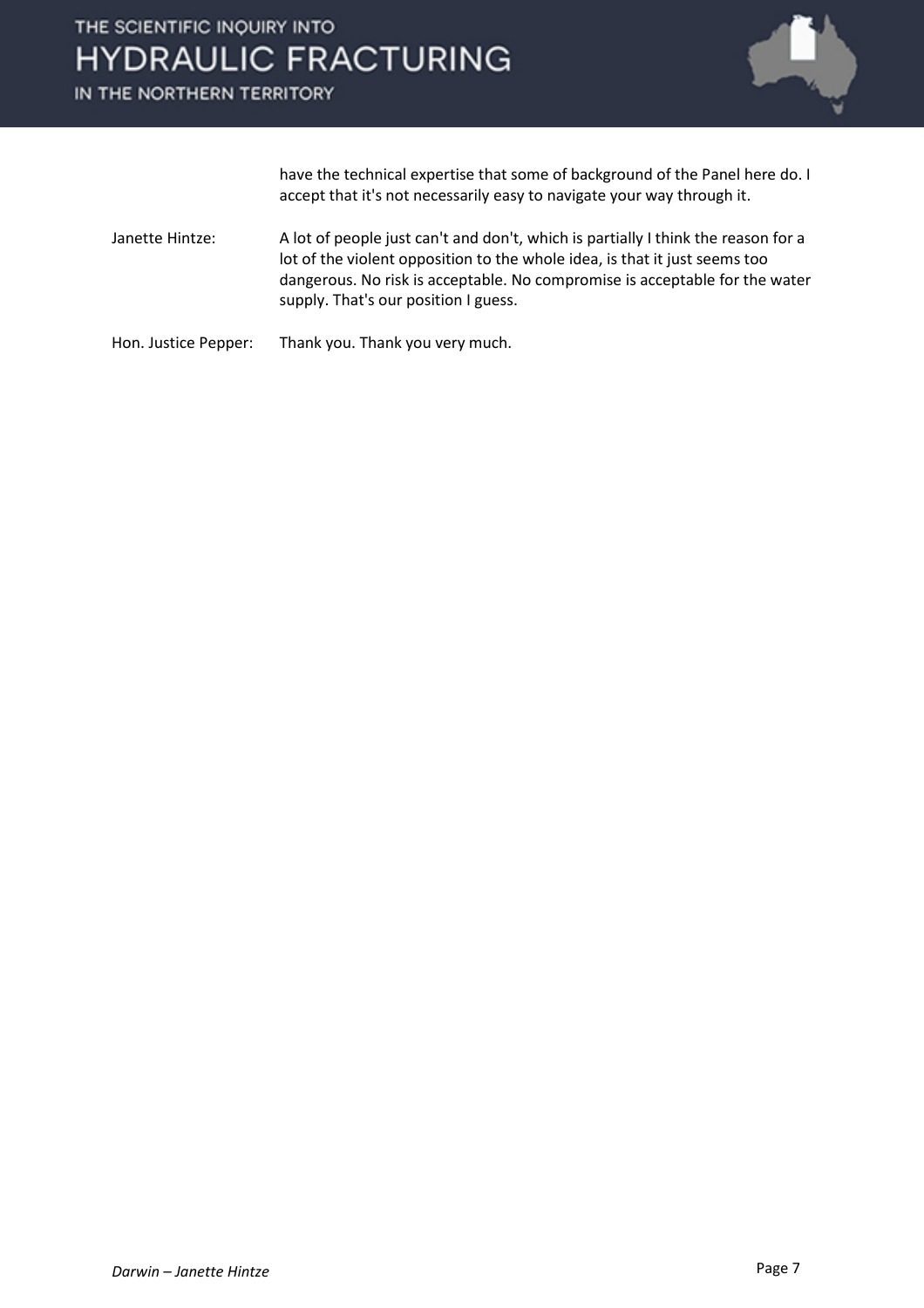have the technical expertise that some of background of the Panel here do. I accept that it's not necessarily easy to navigate your way through it.

Janette Hintze: A lot of people just can't and don't, which is partially I think the reason for a lot of the violent opposition to the whole idea, is that it just seems too dangerous. No risk is acceptable. No compromise is acceptable for the water supply. That's our position I guess.

Hon. Justice Pepper: Thank you. Thank you very much.